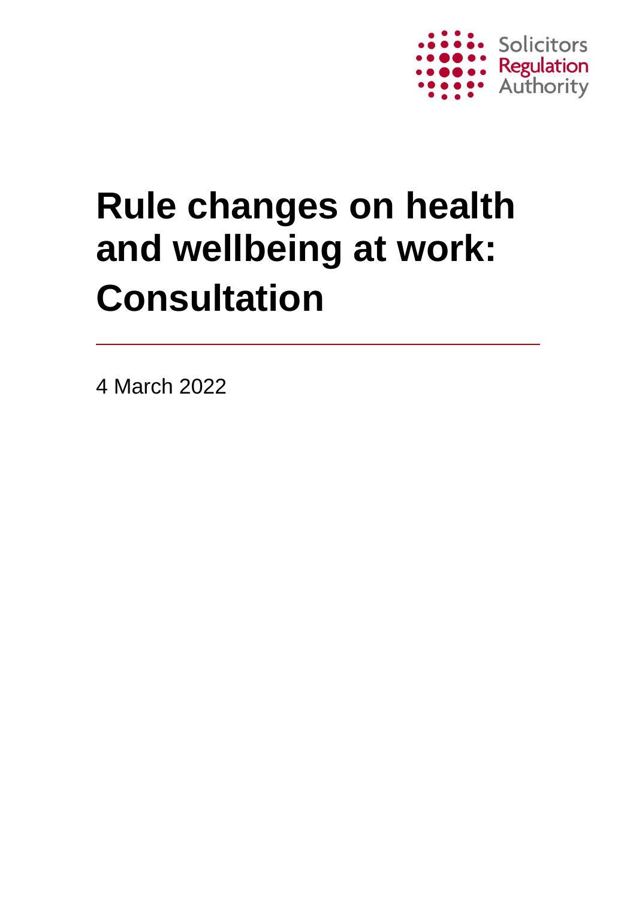Solicitors Regulation Authority

# Rule changes on health and wellbeing at work: Consultation

4 March 2022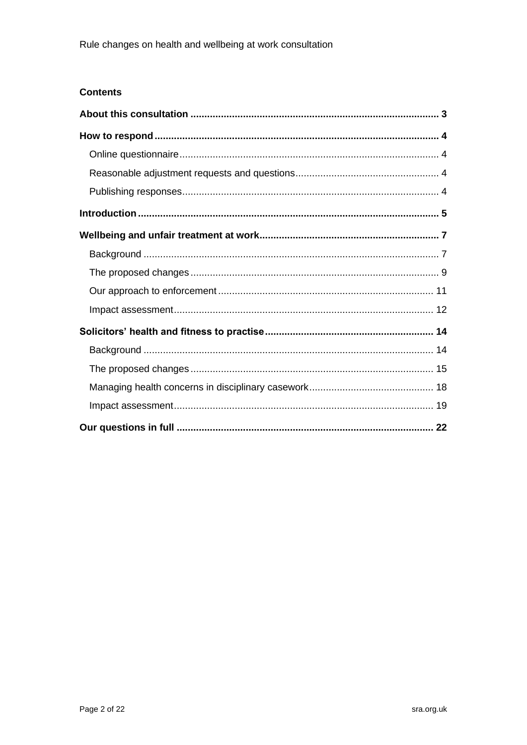## Contents

**About this consultation** ..... 3

**How to respond** ..... 4

- Online questionnaire ..... 4
- Reasonable adjustment requests and questions ..... 4
- Publishing responses ..... 4

**Introduction** ..... 5

**Wellbeing and unfair treatment at work** ..... 7

- Background ..... 7
- The proposed changes ..... 9
- Our approach to enforcement ..... 11
- Impact assessment ..... 12

**Solicitors' health and fitness to practise** ..... 14

- Background ..... 14
- The proposed changes ..... 15
- Managing health concerns in disciplinary casework ..... 18
- Impact assessment ..... 19

**Our questions in full** ..... 22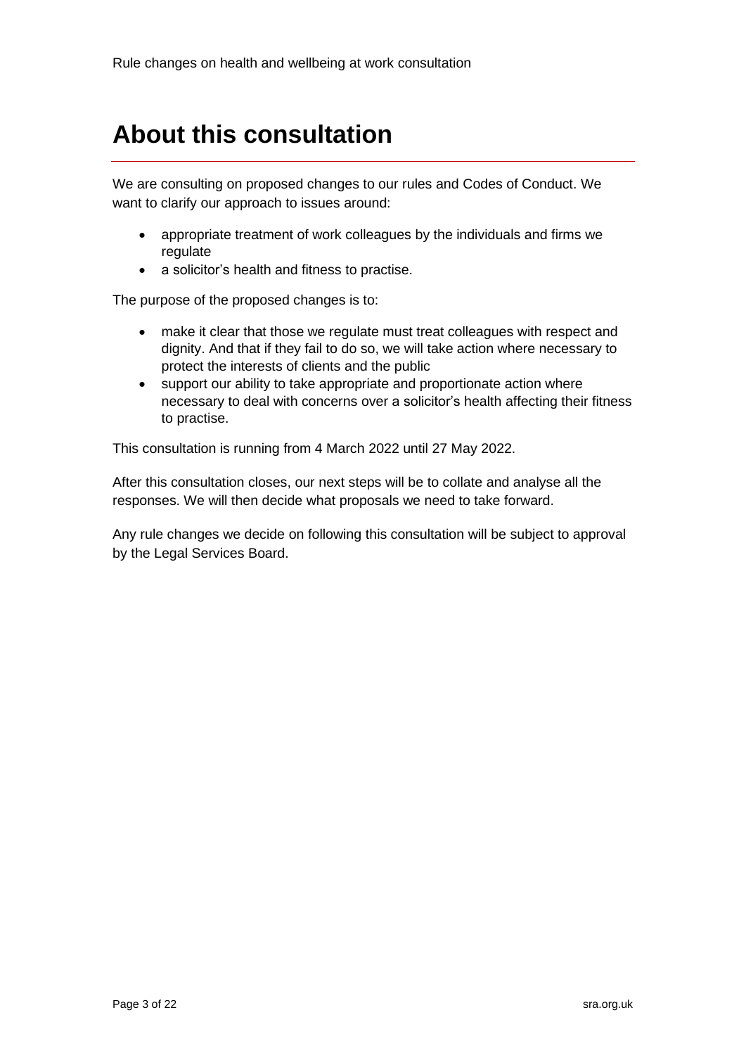# About this consultation

We are consulting on proposed changes to our rules and Codes of Conduct. We want to clarify our approach to issues around:

- appropriate treatment of work colleagues by the individuals and firms we regulate
- a solicitor's health and fitness to practise.

The purpose of the proposed changes is to:

- make it clear that those we regulate must treat colleagues with respect and dignity. And that if they fail to do so, we will take action where necessary to protect the interests of clients and the public
- support our ability to take appropriate and proportionate action where necessary to deal with concerns over a solicitor's health affecting their fitness to practise.

This consultation is running from 4 March 2022 until 27 May 2022.

After this consultation closes, our next steps will be to collate and analyse all the responses. We will then decide what proposals we need to take forward.

Any rule changes we decide on following this consultation will be subject to approval by the Legal Services Board.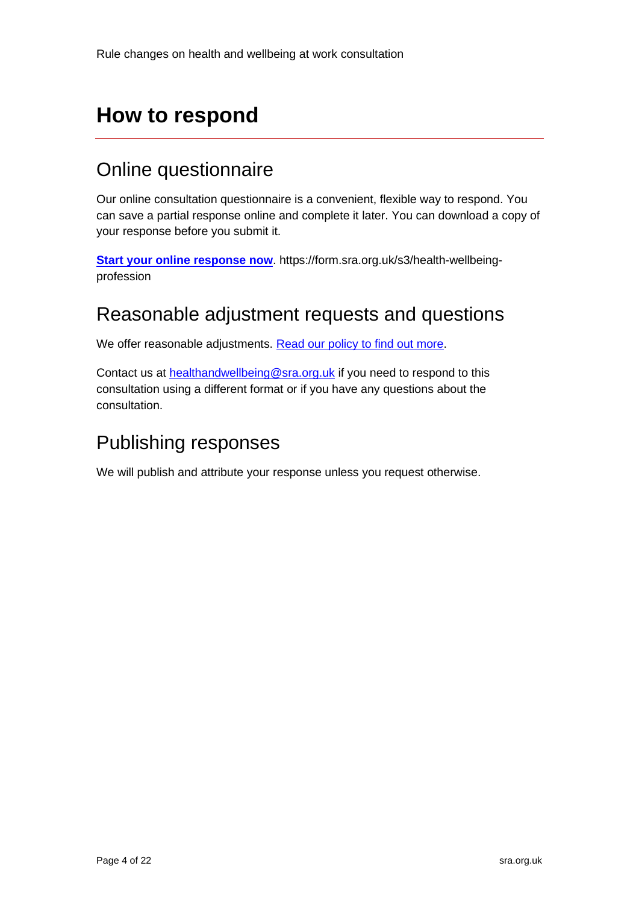# How to respond

## Online questionnaire

Our online consultation questionnaire is a convenient, flexible way to respond. You can save a partial response online and complete it later. You can download a copy of your response before you submit it.

**Start your online response now**. https://form.sra.org.uk/s3/health-wellbeing-profession

## Reasonable adjustment requests and questions

We offer reasonable adjustments. Read our policy to find out more.

Contact us at healthandwellbeing@sra.org.uk if you need to respond to this consultation using a different format or if you have any questions about the consultation.

## Publishing responses

We will publish and attribute your response unless you request otherwise.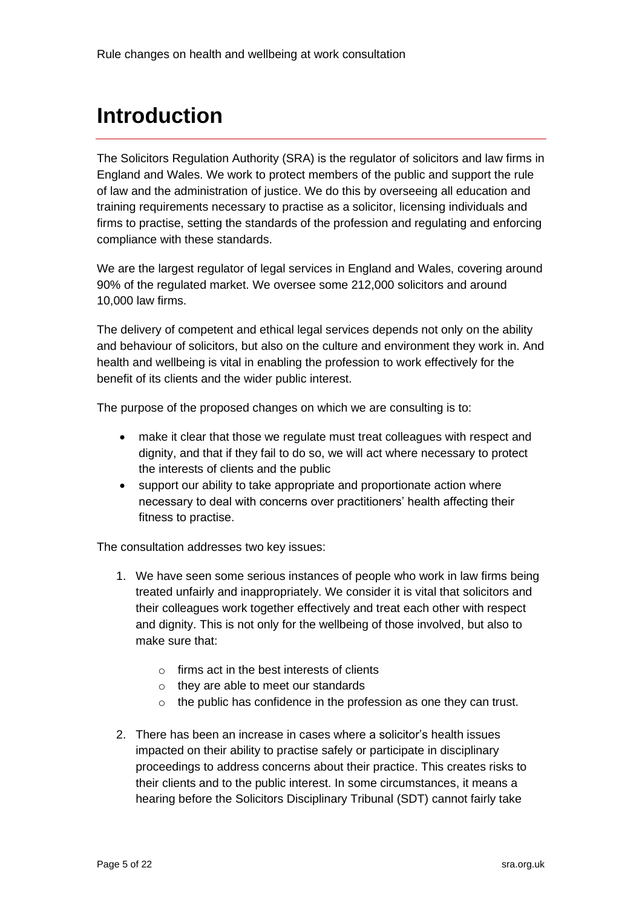# Introduction

The Solicitors Regulation Authority (SRA) is the regulator of solicitors and law firms in England and Wales. We work to protect members of the public and support the rule of law and the administration of justice. We do this by overseeing all education and training requirements necessary to practise as a solicitor, licensing individuals and firms to practise, setting the standards of the profession and regulating and enforcing compliance with these standards.

We are the largest regulator of legal services in England and Wales, covering around 90% of the regulated market. We oversee some 212,000 solicitors and around 10,000 law firms.

The delivery of competent and ethical legal services depends not only on the ability and behaviour of solicitors, but also on the culture and environment they work in. And health and wellbeing is vital in enabling the profession to work effectively for the benefit of its clients and the wider public interest.

The purpose of the proposed changes on which we are consulting is to:

- make it clear that those we regulate must treat colleagues with respect and dignity, and that if they fail to do so, we will act where necessary to protect the interests of clients and the public
- support our ability to take appropriate and proportionate action where necessary to deal with concerns over practitioners' health affecting their fitness to practise.

The consultation addresses two key issues:

1. We have seen some serious instances of people who work in law firms being treated unfairly and inappropriately. We consider it is vital that solicitors and their colleagues work together effectively and treat each other with respect and dignity. This is not only for the wellbeing of those involved, but also to make sure that:
   - firms act in the best interests of clients
   - they are able to meet our standards
   - the public has confidence in the profession as one they can trust.
2. There has been an increase in cases where a solicitor's health issues impacted on their ability to practise safely or participate in disciplinary proceedings to address concerns about their practice. This creates risks to their clients and to the public interest. In some circumstances, it means a hearing before the Solicitors Disciplinary Tribunal (SDT) cannot fairly take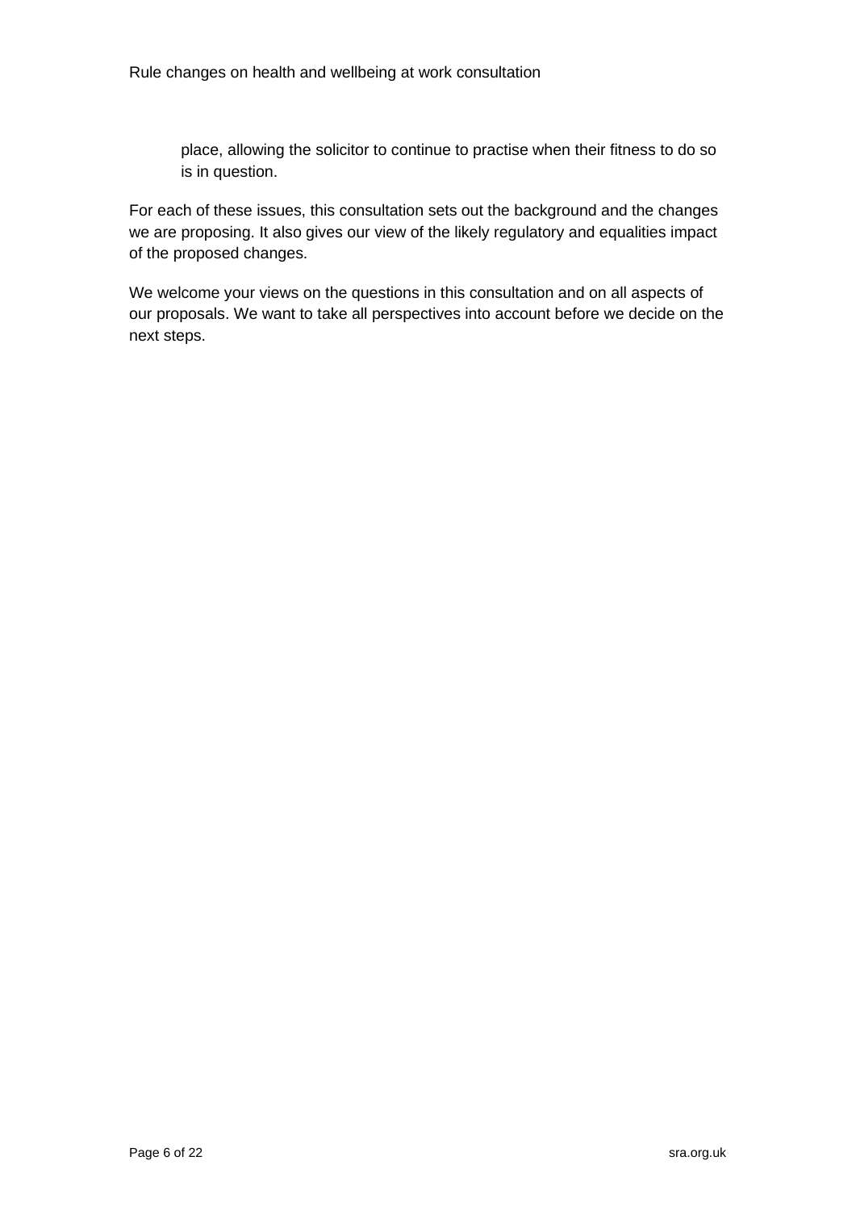place, allowing the solicitor to continue to practise when their fitness to do so is in question.

For each of these issues, this consultation sets out the background and the changes we are proposing. It also gives our view of the likely regulatory and equalities impact of the proposed changes.

We welcome your views on the questions in this consultation and on all aspects of our proposals. We want to take all perspectives into account before we decide on the next steps.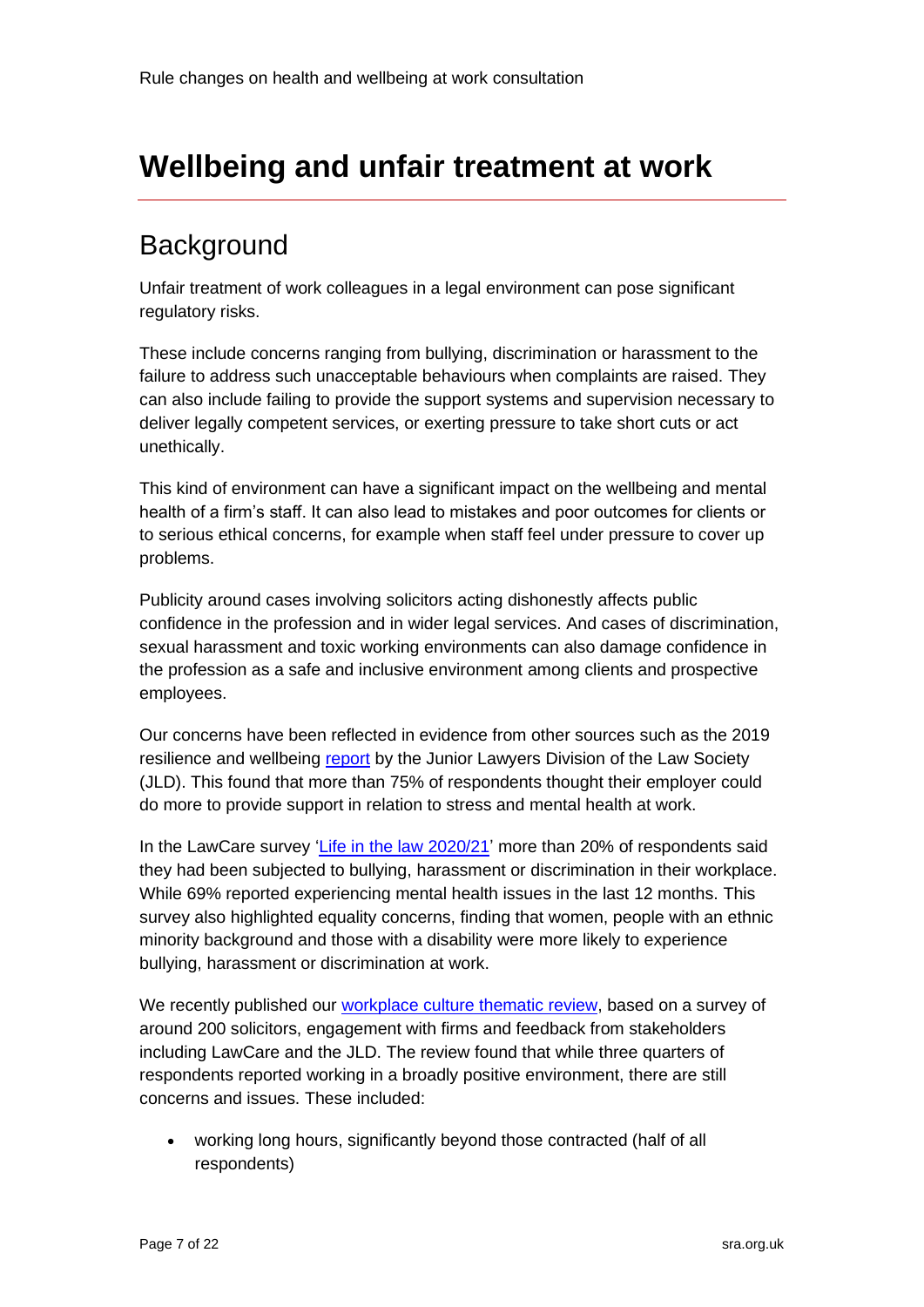# Wellbeing and unfair treatment at work

## Background

Unfair treatment of work colleagues in a legal environment can pose significant regulatory risks.

These include concerns ranging from bullying, discrimination or harassment to the failure to address such unacceptable behaviours when complaints are raised. They can also include failing to provide the support systems and supervision necessary to deliver legally competent services, or exerting pressure to take short cuts or act unethically.

This kind of environment can have a significant impact on the wellbeing and mental health of a firm's staff. It can also lead to mistakes and poor outcomes for clients or to serious ethical concerns, for example when staff feel under pressure to cover up problems.

Publicity around cases involving solicitors acting dishonestly affects public confidence in the profession and in wider legal services. And cases of discrimination, sexual harassment and toxic working environments can also damage confidence in the profession as a safe and inclusive environment among clients and prospective employees.

Our concerns have been reflected in evidence from other sources such as the 2019 resilience and wellbeing report by the Junior Lawyers Division of the Law Society (JLD). This found that more than 75% of respondents thought their employer could do more to provide support in relation to stress and mental health at work.

In the LawCare survey 'Life in the law 2020/21' more than 20% of respondents said they had been subjected to bullying, harassment or discrimination in their workplace. While 69% reported experiencing mental health issues in the last 12 months. This survey also highlighted equality concerns, finding that women, people with an ethnic minority background and those with a disability were more likely to experience bullying, harassment or discrimination at work.

We recently published our workplace culture thematic review, based on a survey of around 200 solicitors, engagement with firms and feedback from stakeholders including LawCare and the JLD. The review found that while three quarters of respondents reported working in a broadly positive environment, there are still concerns and issues. These included:

- working long hours, significantly beyond those contracted (half of all respondents)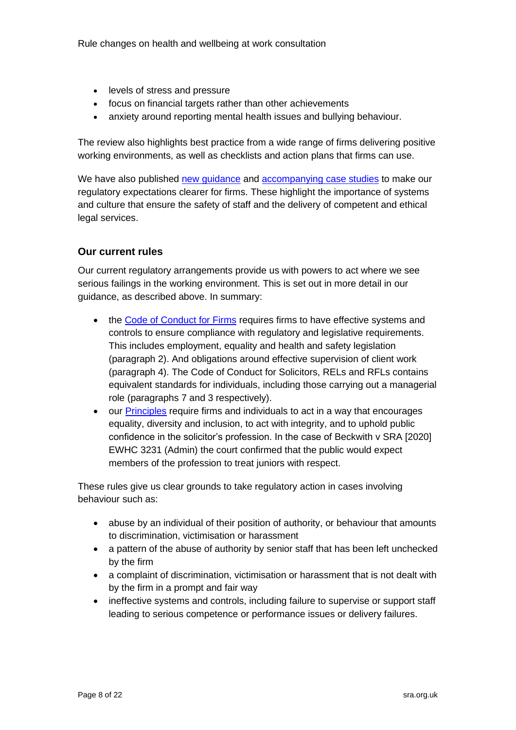- levels of stress and pressure
- focus on financial targets rather than other achievements
- anxiety around reporting mental health issues and bullying behaviour.

The review also highlights best practice from a wide range of firms delivering positive working environments, as well as checklists and action plans that firms can use.

We have also published new guidance and accompanying case studies to make our regulatory expectations clearer for firms. These highlight the importance of systems and culture that ensure the safety of staff and the delivery of competent and ethical legal services.

### Our current rules

Our current regulatory arrangements provide us with powers to act where we see serious failings in the working environment. This is set out in more detail in our guidance, as described above. In summary:

- the Code of Conduct for Firms requires firms to have effective systems and controls to ensure compliance with regulatory and legislative requirements. This includes employment, equality and health and safety legislation (paragraph 2). And obligations around effective supervision of client work (paragraph 4). The Code of Conduct for Solicitors, RELs and RFLs contains equivalent standards for individuals, including those carrying out a managerial role (paragraphs 7 and 3 respectively).
- our Principles require firms and individuals to act in a way that encourages equality, diversity and inclusion, to act with integrity, and to uphold public confidence in the solicitor's profession. In the case of Beckwith v SRA [2020] EWHC 3231 (Admin) the court confirmed that the public would expect members of the profession to treat juniors with respect.

These rules give us clear grounds to take regulatory action in cases involving behaviour such as:

- abuse by an individual of their position of authority, or behaviour that amounts to discrimination, victimisation or harassment
- a pattern of the abuse of authority by senior staff that has been left unchecked by the firm
- a complaint of discrimination, victimisation or harassment that is not dealt with by the firm in a prompt and fair way
- ineffective systems and controls, including failure to supervise or support staff leading to serious competence or performance issues or delivery failures.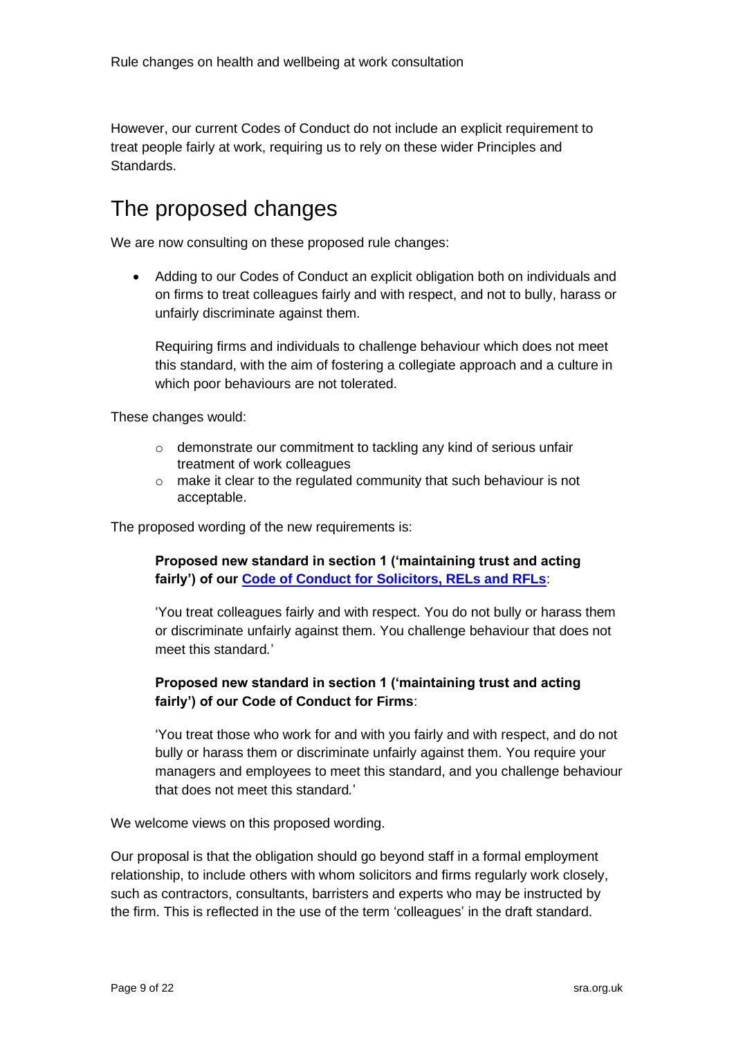However, our current Codes of Conduct do not include an explicit requirement to treat people fairly at work, requiring us to rely on these wider Principles and Standards.

## The proposed changes

We are now consulting on these proposed rule changes:

- Adding to our Codes of Conduct an explicit obligation both on individuals and on firms to treat colleagues fairly and with respect, and not to bully, harass or unfairly discriminate against them.

  Requiring firms and individuals to challenge behaviour which does not meet this standard, with the aim of fostering a collegiate approach and a culture in which poor behaviours are not tolerated.

These changes would:

- demonstrate our commitment to tackling any kind of serious unfair treatment of work colleagues
- make it clear to the regulated community that such behaviour is not acceptable.

The proposed wording of the new requirements is:

> **Proposed new standard in section 1 ('maintaining trust and acting fairly') of our Code of Conduct for Solicitors, RELs and RFLs**:
>
> 'You treat colleagues fairly and with respect. You do not bully or harass them or discriminate unfairly against them. You challenge behaviour that does not meet this standard.'
>
> **Proposed new standard in section 1 ('maintaining trust and acting fairly') of our Code of Conduct for Firms**:
>
> 'You treat those who work for and with you fairly and with respect, and do not bully or harass them or discriminate unfairly against them. You require your managers and employees to meet this standard, and you challenge behaviour that does not meet this standard.'

We welcome views on this proposed wording.

Our proposal is that the obligation should go beyond staff in a formal employment relationship, to include others with whom solicitors and firms regularly work closely, such as contractors, consultants, barristers and experts who may be instructed by the firm. This is reflected in the use of the term 'colleagues' in the draft standard.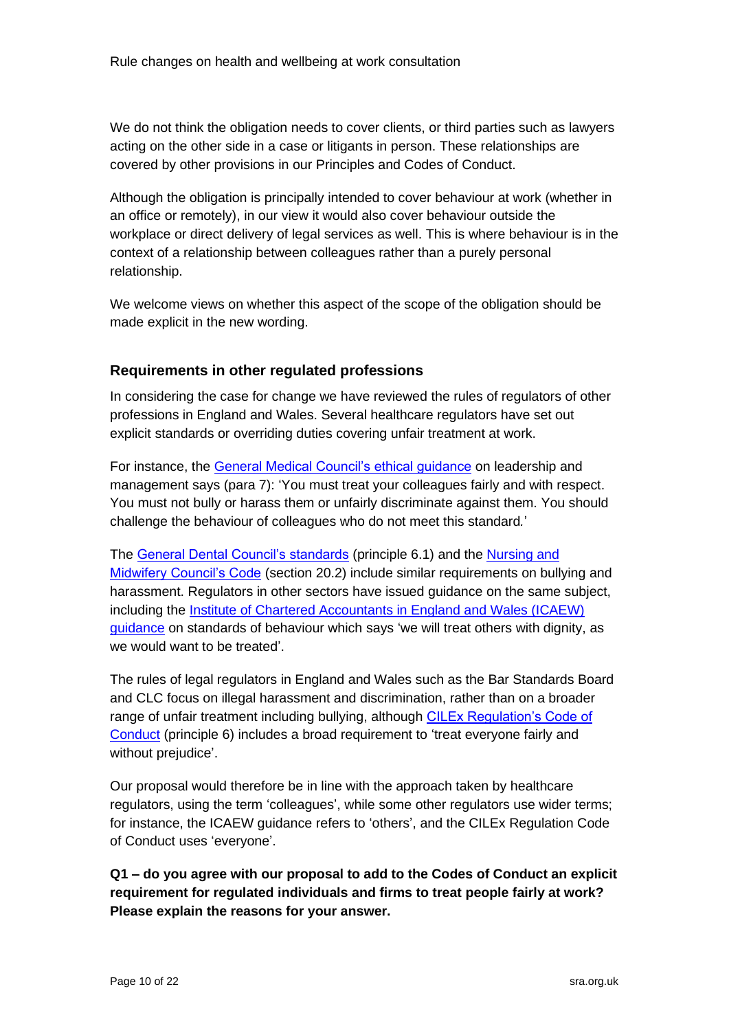We do not think the obligation needs to cover clients, or third parties such as lawyers acting on the other side in a case or litigants in person. These relationships are covered by other provisions in our Principles and Codes of Conduct.

Although the obligation is principally intended to cover behaviour at work (whether in an office or remotely), in our view it would also cover behaviour outside the workplace or direct delivery of legal services as well. This is where behaviour is in the context of a relationship between colleagues rather than a purely personal relationship.

We welcome views on whether this aspect of the scope of the obligation should be made explicit in the new wording.

### Requirements in other regulated professions

In considering the case for change we have reviewed the rules of regulators of other professions in England and Wales. Several healthcare regulators have set out explicit standards or overriding duties covering unfair treatment at work.

For instance, the General Medical Council's ethical guidance on leadership and management says (para 7): 'You must treat your colleagues fairly and with respect. You must not bully or harass them or unfairly discriminate against them. You should challenge the behaviour of colleagues who do not meet this standard.'

The General Dental Council's standards (principle 6.1) and the Nursing and Midwifery Council's Code (section 20.2) include similar requirements on bullying and harassment. Regulators in other sectors have issued guidance on the same subject, including the Institute of Chartered Accountants in England and Wales (ICAEW) guidance on standards of behaviour which says 'we will treat others with dignity, as we would want to be treated'.

The rules of legal regulators in England and Wales such as the Bar Standards Board and CLC focus on illegal harassment and discrimination, rather than on a broader range of unfair treatment including bullying, although CILEx Regulation's Code of Conduct (principle 6) includes a broad requirement to 'treat everyone fairly and without prejudice'.

Our proposal would therefore be in line with the approach taken by healthcare regulators, using the term 'colleagues', while some other regulators use wider terms; for instance, the ICAEW guidance refers to 'others', and the CILEx Regulation Code of Conduct uses 'everyone'.

**Q1 – do you agree with our proposal to add to the Codes of Conduct an explicit requirement for regulated individuals and firms to treat people fairly at work? Please explain the reasons for your answer.**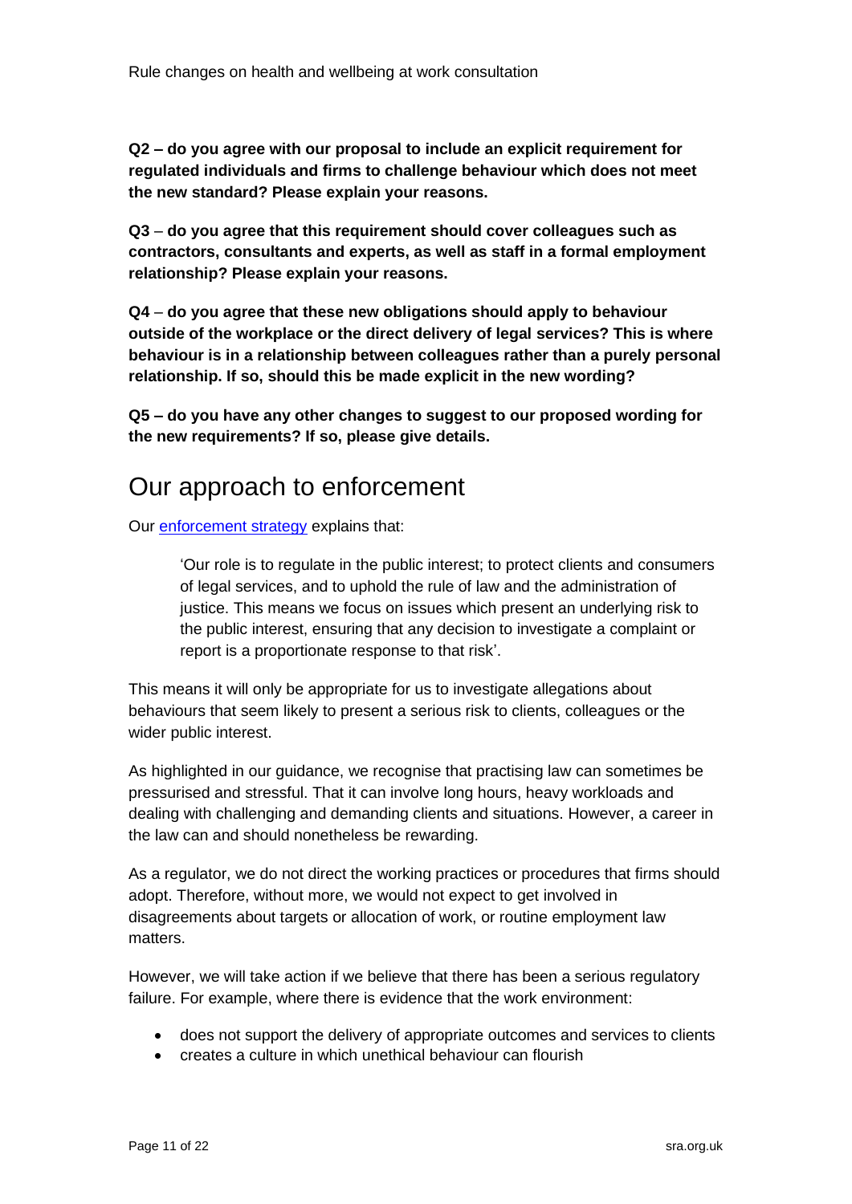**Q2 – do you agree with our proposal to include an explicit requirement for regulated individuals and firms to challenge behaviour which does not meet the new standard? Please explain your reasons.**

**Q3 – do you agree that this requirement should cover colleagues such as contractors, consultants and experts, as well as staff in a formal employment relationship? Please explain your reasons.**

**Q4 – do you agree that these new obligations should apply to behaviour outside of the workplace or the direct delivery of legal services? This is where behaviour is in a relationship between colleagues rather than a purely personal relationship. If so, should this be made explicit in the new wording?**

**Q5 – do you have any other changes to suggest to our proposed wording for the new requirements? If so, please give details.**

## Our approach to enforcement

Our [enforcement strategy](#) explains that:

> 'Our role is to regulate in the public interest; to protect clients and consumers of legal services, and to uphold the rule of law and the administration of justice. This means we focus on issues which present an underlying risk to the public interest, ensuring that any decision to investigate a complaint or report is a proportionate response to that risk'.

This means it will only be appropriate for us to investigate allegations about behaviours that seem likely to present a serious risk to clients, colleagues or the wider public interest.

As highlighted in our guidance, we recognise that practising law can sometimes be pressurised and stressful. That it can involve long hours, heavy workloads and dealing with challenging and demanding clients and situations. However, a career in the law can and should nonetheless be rewarding.

As a regulator, we do not direct the working practices or procedures that firms should adopt. Therefore, without more, we would not expect to get involved in disagreements about targets or allocation of work, or routine employment law matters.

However, we will take action if we believe that there has been a serious regulatory failure. For example, where there is evidence that the work environment:

- does not support the delivery of appropriate outcomes and services to clients
- creates a culture in which unethical behaviour can flourish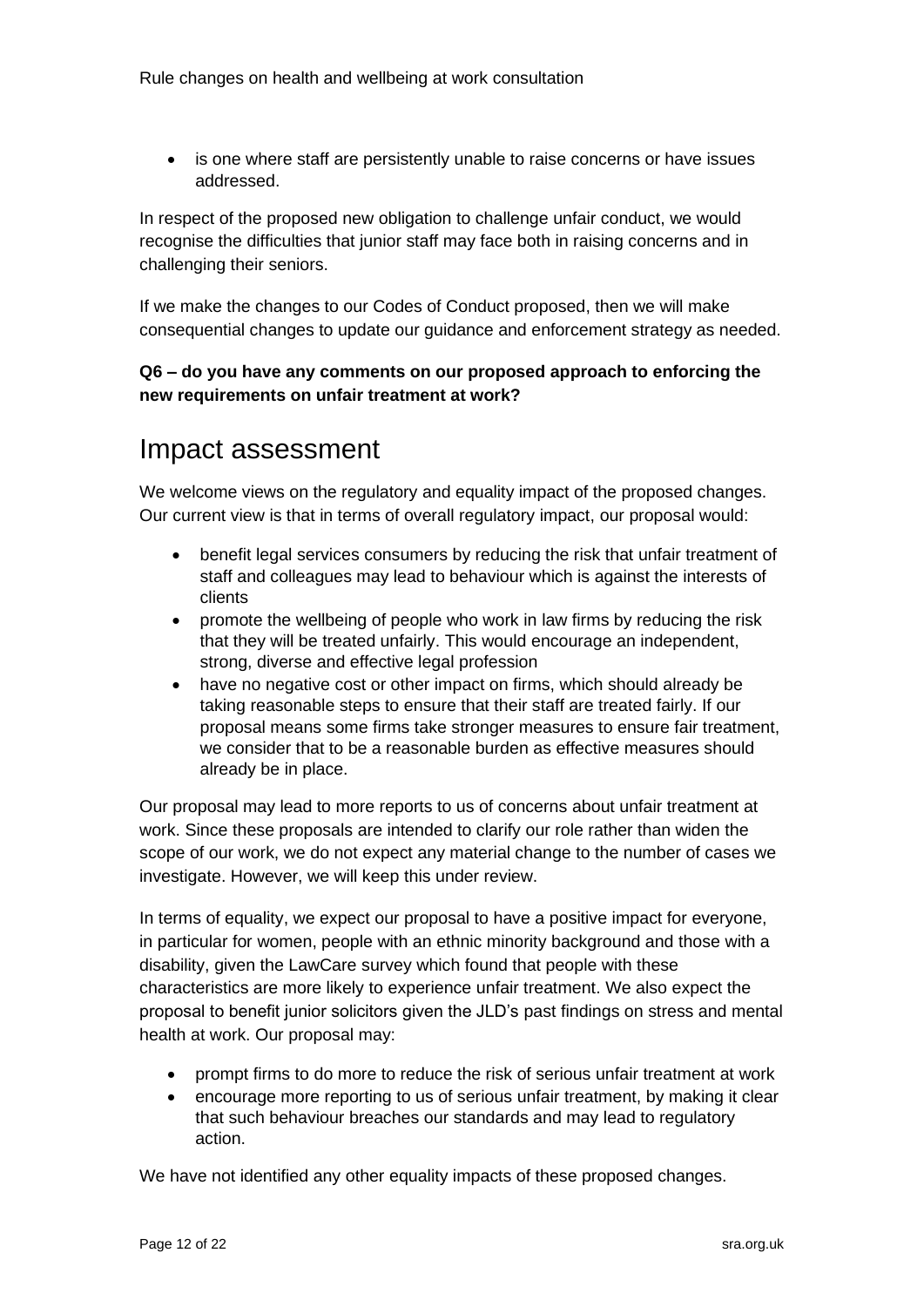- is one where staff are persistently unable to raise concerns or have issues addressed.

In respect of the proposed new obligation to challenge unfair conduct, we would recognise the difficulties that junior staff may face both in raising concerns and in challenging their seniors.

If we make the changes to our Codes of Conduct proposed, then we will make consequential changes to update our guidance and enforcement strategy as needed.

**Q6 – do you have any comments on our proposed approach to enforcing the new requirements on unfair treatment at work?**

# Impact assessment

We welcome views on the regulatory and equality impact of the proposed changes. Our current view is that in terms of overall regulatory impact, our proposal would:

- benefit legal services consumers by reducing the risk that unfair treatment of staff and colleagues may lead to behaviour which is against the interests of clients
- promote the wellbeing of people who work in law firms by reducing the risk that they will be treated unfairly. This would encourage an independent, strong, diverse and effective legal profession
- have no negative cost or other impact on firms, which should already be taking reasonable steps to ensure that their staff are treated fairly. If our proposal means some firms take stronger measures to ensure fair treatment, we consider that to be a reasonable burden as effective measures should already be in place.

Our proposal may lead to more reports to us of concerns about unfair treatment at work. Since these proposals are intended to clarify our role rather than widen the scope of our work, we do not expect any material change to the number of cases we investigate. However, we will keep this under review.

In terms of equality, we expect our proposal to have a positive impact for everyone, in particular for women, people with an ethnic minority background and those with a disability, given the LawCare survey which found that people with these characteristics are more likely to experience unfair treatment. We also expect the proposal to benefit junior solicitors given the JLD's past findings on stress and mental health at work. Our proposal may:

- prompt firms to do more to reduce the risk of serious unfair treatment at work
- encourage more reporting to us of serious unfair treatment, by making it clear that such behaviour breaches our standards and may lead to regulatory action.

We have not identified any other equality impacts of these proposed changes.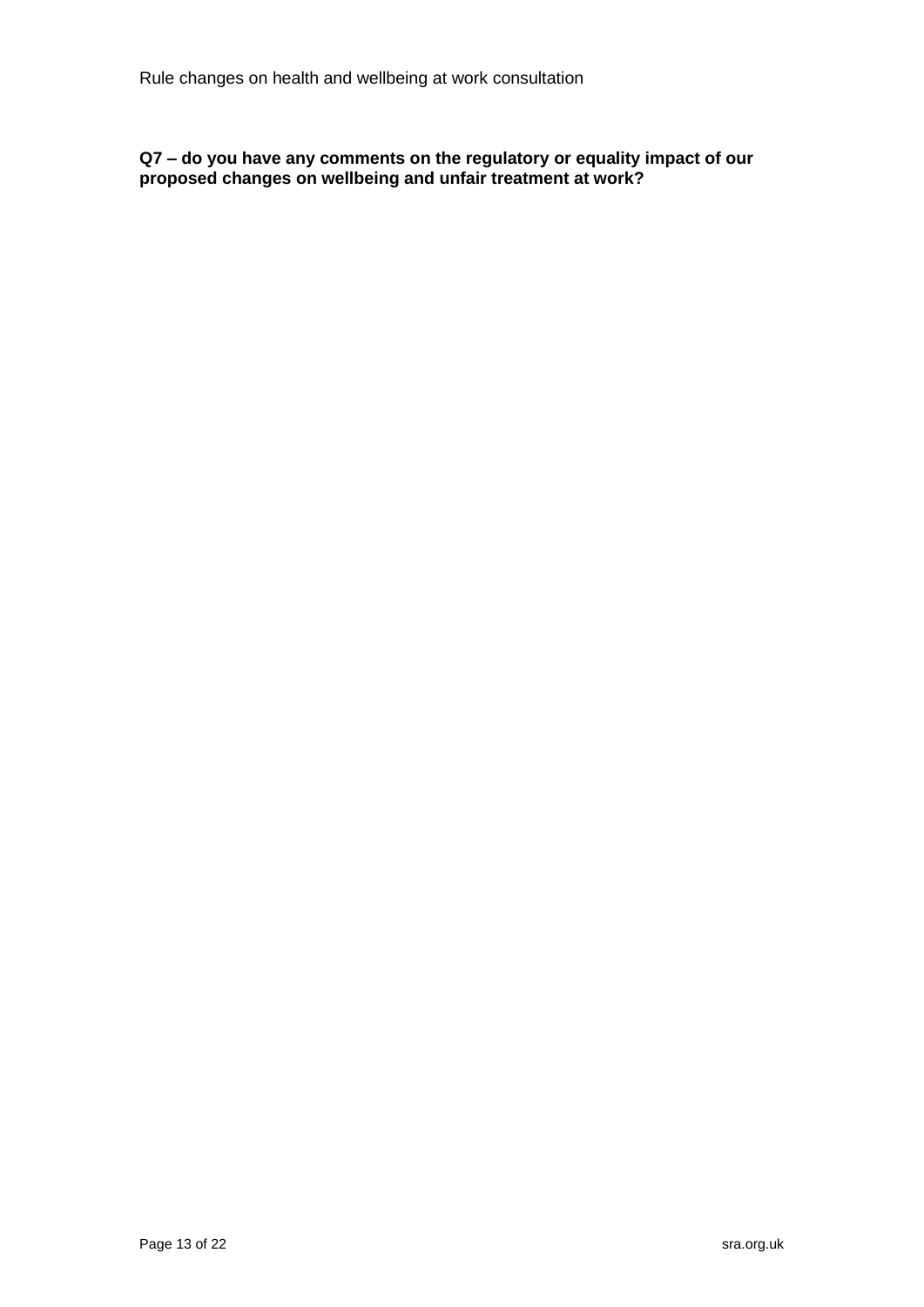**Q7 – do you have any comments on the regulatory or equality impact of our proposed changes on wellbeing and unfair treatment at work?**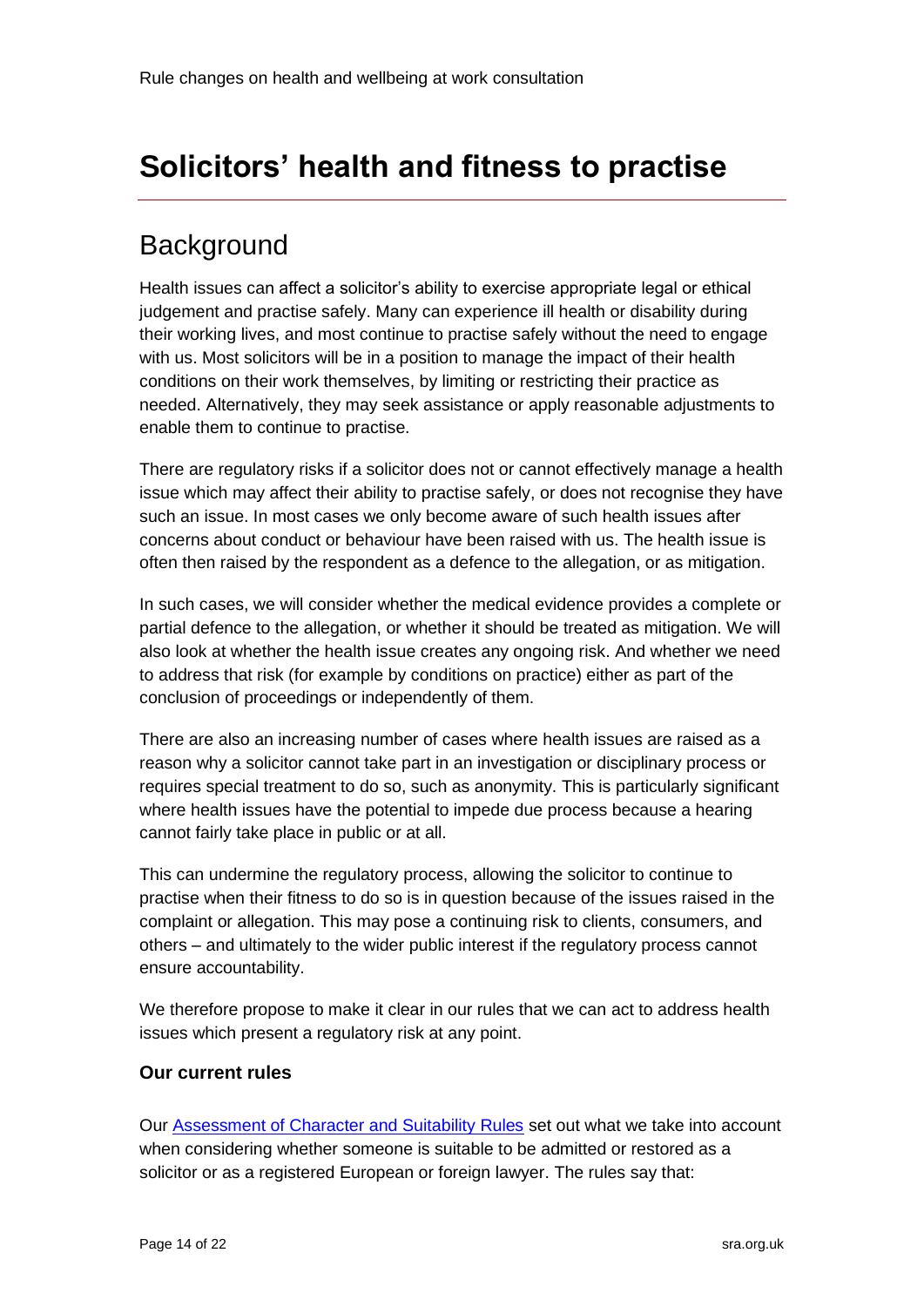# Solicitors' health and fitness to practise

## Background

Health issues can affect a solicitor's ability to exercise appropriate legal or ethical judgement and practise safely. Many can experience ill health or disability during their working lives, and most continue to practise safely without the need to engage with us. Most solicitors will be in a position to manage the impact of their health conditions on their work themselves, by limiting or restricting their practice as needed. Alternatively, they may seek assistance or apply reasonable adjustments to enable them to continue to practise.

There are regulatory risks if a solicitor does not or cannot effectively manage a health issue which may affect their ability to practise safely, or does not recognise they have such an issue. In most cases we only become aware of such health issues after concerns about conduct or behaviour have been raised with us. The health issue is often then raised by the respondent as a defence to the allegation, or as mitigation.

In such cases, we will consider whether the medical evidence provides a complete or partial defence to the allegation, or whether it should be treated as mitigation. We will also look at whether the health issue creates any ongoing risk. And whether we need to address that risk (for example by conditions on practice) either as part of the conclusion of proceedings or independently of them.

There are also an increasing number of cases where health issues are raised as a reason why a solicitor cannot take part in an investigation or disciplinary process or requires special treatment to do so, such as anonymity. This is particularly significant where health issues have the potential to impede due process because a hearing cannot fairly take place in public or at all.

This can undermine the regulatory process, allowing the solicitor to continue to practise when their fitness to do so is in question because of the issues raised in the complaint or allegation. This may pose a continuing risk to clients, consumers, and others – and ultimately to the wider public interest if the regulatory process cannot ensure accountability.

We therefore propose to make it clear in our rules that we can act to address health issues which present a regulatory risk at any point.

**Our current rules**

Our Assessment of Character and Suitability Rules set out what we take into account when considering whether someone is suitable to be admitted or restored as a solicitor or as a registered European or foreign lawyer. The rules say that: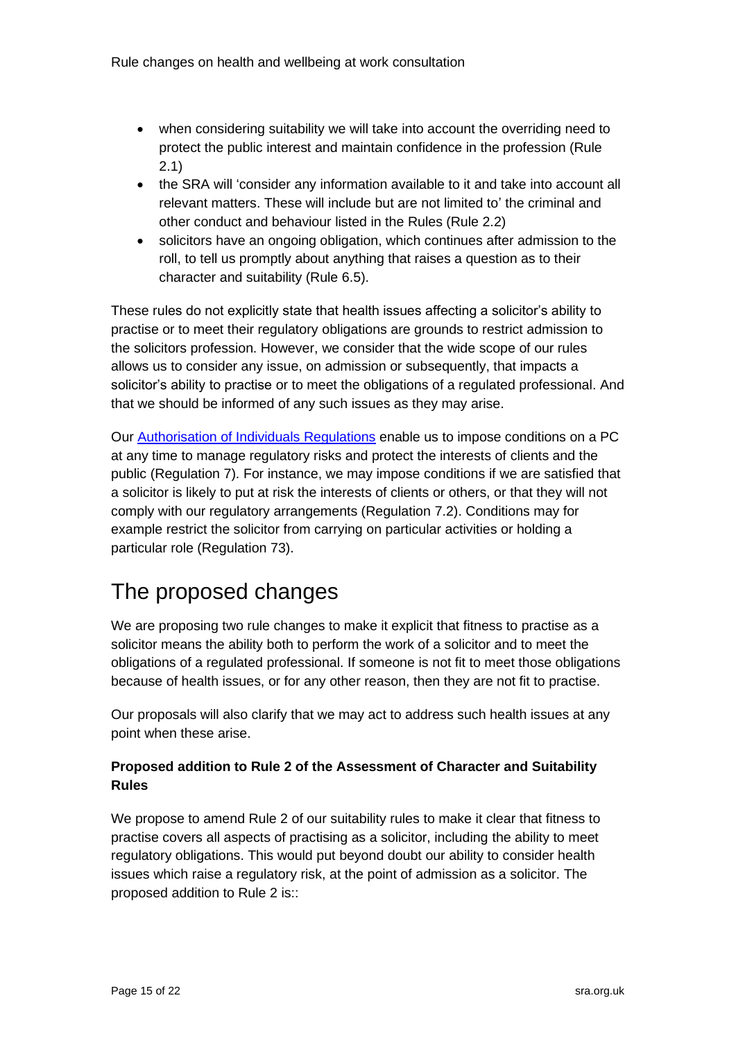- when considering suitability we will take into account the overriding need to protect the public interest and maintain confidence in the profession (Rule 2.1)
- the SRA will 'consider any information available to it and take into account all relevant matters. These will include but are not limited to' the criminal and other conduct and behaviour listed in the Rules (Rule 2.2)
- solicitors have an ongoing obligation, which continues after admission to the roll, to tell us promptly about anything that raises a question as to their character and suitability (Rule 6.5).

These rules do not explicitly state that health issues affecting a solicitor's ability to practise or to meet their regulatory obligations are grounds to restrict admission to the solicitors profession. However, we consider that the wide scope of our rules allows us to consider any issue, on admission or subsequently, that impacts a solicitor's ability to practise or to meet the obligations of a regulated professional. And that we should be informed of any such issues as they may arise.

Our Authorisation of Individuals Regulations enable us to impose conditions on a PC at any time to manage regulatory risks and protect the interests of clients and the public (Regulation 7). For instance, we may impose conditions if we are satisfied that a solicitor is likely to put at risk the interests of clients or others, or that they will not comply with our regulatory arrangements (Regulation 7.2). Conditions may for example restrict the solicitor from carrying on particular activities or holding a particular role (Regulation 73).

# The proposed changes

We are proposing two rule changes to make it explicit that fitness to practise as a solicitor means the ability both to perform the work of a solicitor and to meet the obligations of a regulated professional. If someone is not fit to meet those obligations because of health issues, or for any other reason, then they are not fit to practise.

Our proposals will also clarify that we may act to address such health issues at any point when these arise.

### Proposed addition to Rule 2 of the Assessment of Character and Suitability Rules

We propose to amend Rule 2 of our suitability rules to make it clear that fitness to practise covers all aspects of practising as a solicitor, including the ability to meet regulatory obligations. This would put beyond doubt our ability to consider health issues which raise a regulatory risk, at the point of admission as a solicitor. The proposed addition to Rule 2 is::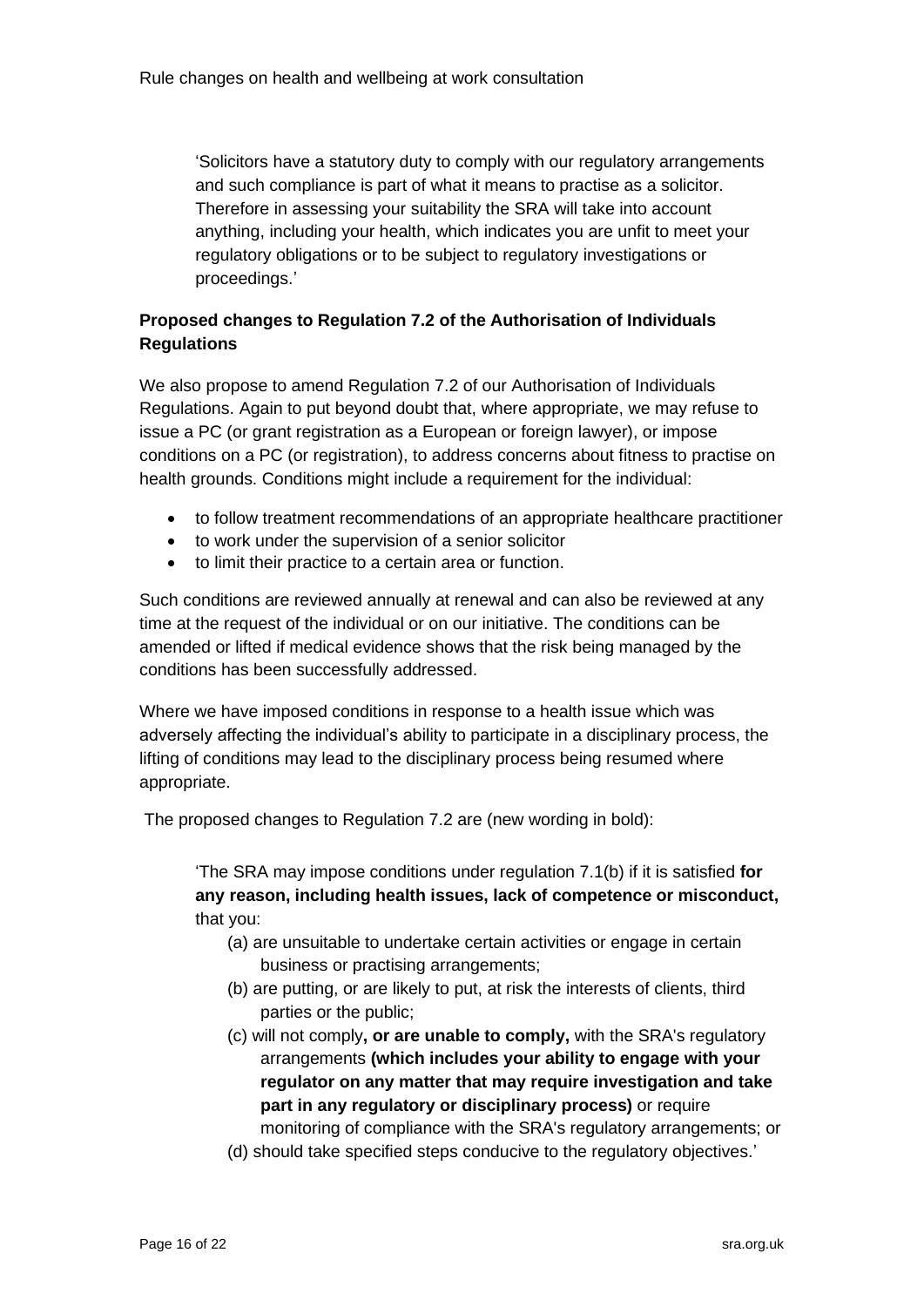> 'Solicitors have a statutory duty to comply with our regulatory arrangements and such compliance is part of what it means to practise as a solicitor. Therefore in assessing your suitability the SRA will take into account anything, including your health, which indicates you are unfit to meet your regulatory obligations or to be subject to regulatory investigations or proceedings.'

**Proposed changes to Regulation 7.2 of the Authorisation of Individuals Regulations**

We also propose to amend Regulation 7.2 of our Authorisation of Individuals Regulations. Again to put beyond doubt that, where appropriate, we may refuse to issue a PC (or grant registration as a European or foreign lawyer), or impose conditions on a PC (or registration), to address concerns about fitness to practise on health grounds. Conditions might include a requirement for the individual:

- to follow treatment recommendations of an appropriate healthcare practitioner
- to work under the supervision of a senior solicitor
- to limit their practice to a certain area or function.

Such conditions are reviewed annually at renewal and can also be reviewed at any time at the request of the individual or on our initiative. The conditions can be amended or lifted if medical evidence shows that the risk being managed by the conditions has been successfully addressed.

Where we have imposed conditions in response to a health issue which was adversely affecting the individual's ability to participate in a disciplinary process, the lifting of conditions may lead to the disciplinary process being resumed where appropriate.

The proposed changes to Regulation 7.2 are (new wording in bold):

> 'The SRA may impose conditions under regulation 7.1(b) if it is satisfied **for any reason, including health issues, lack of competence or misconduct,** that you:
>
> (a) are unsuitable to undertake certain activities or engage in certain business or practising arrangements;
>
> (b) are putting, or are likely to put, at risk the interests of clients, third parties or the public;
>
> (c) will not comply**, or are unable to comply,** with the SRA's regulatory arrangements **(which includes your ability to engage with your regulator on any matter that may require investigation and take part in any regulatory or disciplinary process)** or require monitoring of compliance with the SRA's regulatory arrangements; or
>
> (d) should take specified steps conducive to the regulatory objectives.'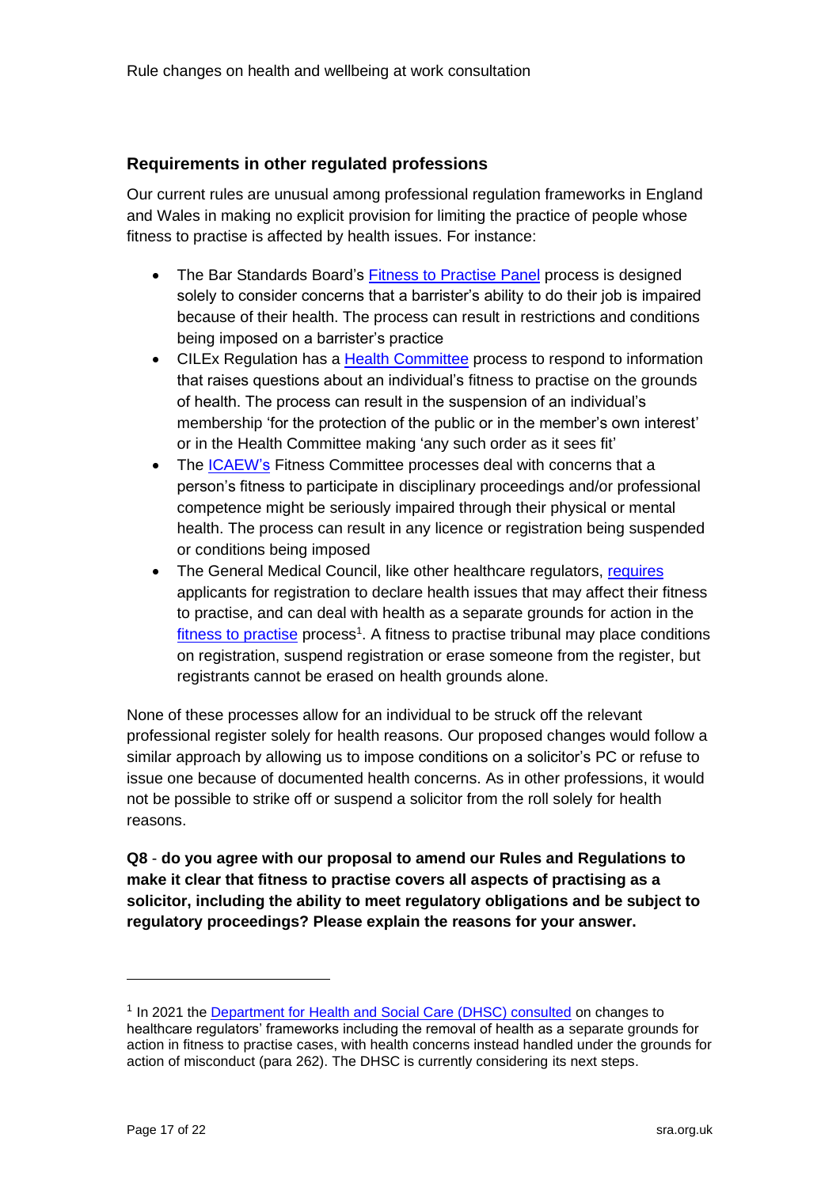## Requirements in other regulated professions

Our current rules are unusual among professional regulation frameworks in England and Wales in making no explicit provision for limiting the practice of people whose fitness to practise is affected by health issues. For instance:

- The Bar Standards Board's Fitness to Practise Panel process is designed solely to consider concerns that a barrister's ability to do their job is impaired because of their health. The process can result in restrictions and conditions being imposed on a barrister's practice
- CILEx Regulation has a Health Committee process to respond to information that raises questions about an individual's fitness to practise on the grounds of health. The process can result in the suspension of an individual's membership 'for the protection of the public or in the member's own interest' or in the Health Committee making 'any such order as it sees fit'
- The ICAEW's Fitness Committee processes deal with concerns that a person's fitness to participate in disciplinary proceedings and/or professional competence might be seriously impaired through their physical or mental health. The process can result in any licence or registration being suspended or conditions being imposed
- The General Medical Council, like other healthcare regulators, requires applicants for registration to declare health issues that may affect their fitness to practise, and can deal with health as a separate grounds for action in the fitness to practise process[1]. A fitness to practise tribunal may place conditions on registration, suspend registration or erase someone from the register, but registrants cannot be erased on health grounds alone.

None of these processes allow for an individual to be struck off the relevant professional register solely for health reasons. Our proposed changes would follow a similar approach by allowing us to impose conditions on a solicitor's PC or refuse to issue one because of documented health concerns. As in other professions, it would not be possible to strike off or suspend a solicitor from the roll solely for health reasons.

**Q8 - do you agree with our proposal to amend our Rules and Regulations to make it clear that fitness to practise covers all aspects of practising as a solicitor, including the ability to meet regulatory obligations and be subject to regulatory proceedings? Please explain the reasons for your answer.**

---

[1] In 2021 the Department for Health and Social Care (DHSC) consulted on changes to healthcare regulators' frameworks including the removal of health as a separate grounds for action in fitness to practise cases, with health concerns instead handled under the grounds for action of misconduct (para 262). The DHSC is currently considering its next steps.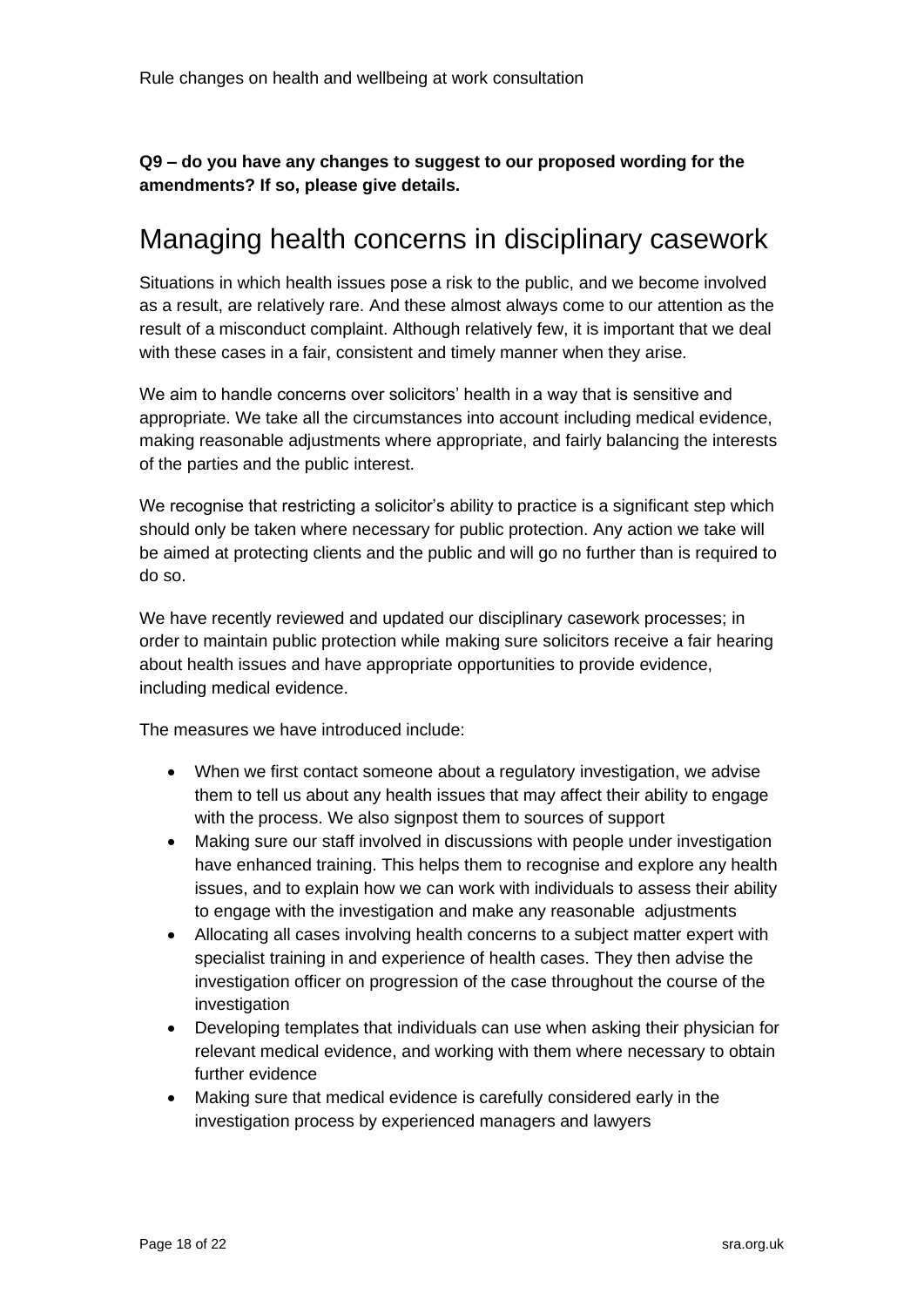**Q9 – do you have any changes to suggest to our proposed wording for the amendments? If so, please give details.**

# Managing health concerns in disciplinary casework

Situations in which health issues pose a risk to the public, and we become involved as a result, are relatively rare. And these almost always come to our attention as the result of a misconduct complaint. Although relatively few, it is important that we deal with these cases in a fair, consistent and timely manner when they arise.

We aim to handle concerns over solicitors' health in a way that is sensitive and appropriate. We take all the circumstances into account including medical evidence, making reasonable adjustments where appropriate, and fairly balancing the interests of the parties and the public interest.

We recognise that restricting a solicitor's ability to practice is a significant step which should only be taken where necessary for public protection. Any action we take will be aimed at protecting clients and the public and will go no further than is required to do so.

We have recently reviewed and updated our disciplinary casework processes; in order to maintain public protection while making sure solicitors receive a fair hearing about health issues and have appropriate opportunities to provide evidence, including medical evidence.

The measures we have introduced include:

- When we first contact someone about a regulatory investigation, we advise them to tell us about any health issues that may affect their ability to engage with the process. We also signpost them to sources of support
- Making sure our staff involved in discussions with people under investigation have enhanced training. This helps them to recognise and explore any health issues, and to explain how we can work with individuals to assess their ability to engage with the investigation and make any reasonable adjustments
- Allocating all cases involving health concerns to a subject matter expert with specialist training in and experience of health cases. They then advise the investigation officer on progression of the case throughout the course of the investigation
- Developing templates that individuals can use when asking their physician for relevant medical evidence, and working with them where necessary to obtain further evidence
- Making sure that medical evidence is carefully considered early in the investigation process by experienced managers and lawyers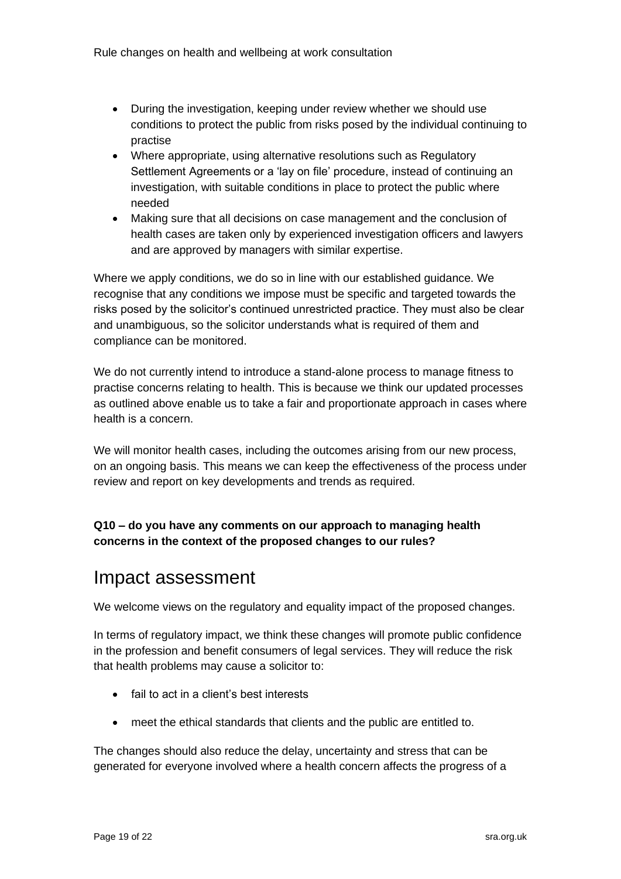- During the investigation, keeping under review whether we should use conditions to protect the public from risks posed by the individual continuing to practise
- Where appropriate, using alternative resolutions such as Regulatory Settlement Agreements or a 'lay on file' procedure, instead of continuing an investigation, with suitable conditions in place to protect the public where needed
- Making sure that all decisions on case management and the conclusion of health cases are taken only by experienced investigation officers and lawyers and are approved by managers with similar expertise.

Where we apply conditions, we do so in line with our established guidance. We recognise that any conditions we impose must be specific and targeted towards the risks posed by the solicitor's continued unrestricted practice. They must also be clear and unambiguous, so the solicitor understands what is required of them and compliance can be monitored.

We do not currently intend to introduce a stand-alone process to manage fitness to practise concerns relating to health. This is because we think our updated processes as outlined above enable us to take a fair and proportionate approach in cases where health is a concern.

We will monitor health cases, including the outcomes arising from our new process, on an ongoing basis. This means we can keep the effectiveness of the process under review and report on key developments and trends as required.

**Q10 – do you have any comments on our approach to managing health concerns in the context of the proposed changes to our rules?**

# Impact assessment

We welcome views on the regulatory and equality impact of the proposed changes.

In terms of regulatory impact, we think these changes will promote public confidence in the profession and benefit consumers of legal services. They will reduce the risk that health problems may cause a solicitor to:

- fail to act in a client's best interests
- meet the ethical standards that clients and the public are entitled to.

The changes should also reduce the delay, uncertainty and stress that can be generated for everyone involved where a health concern affects the progress of a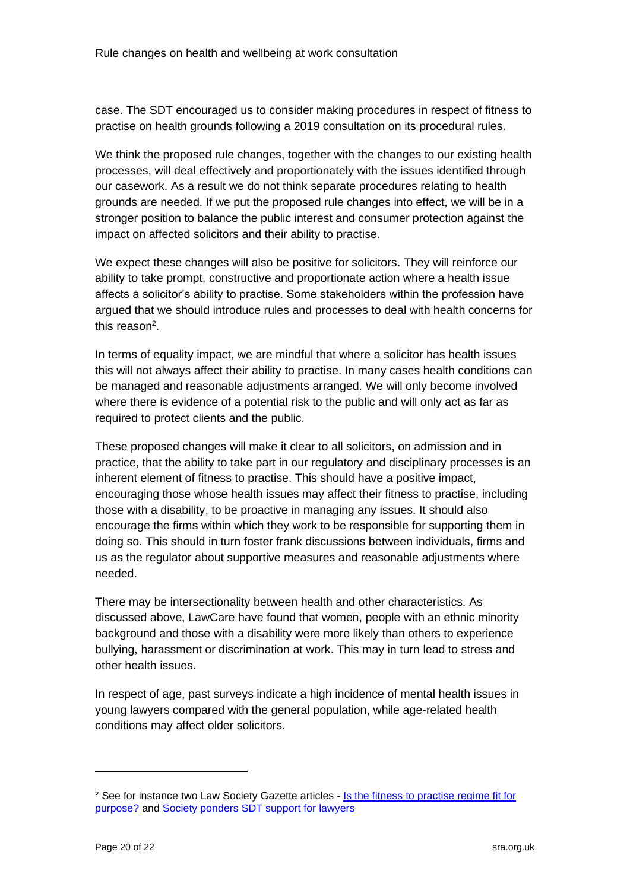case. The SDT encouraged us to consider making procedures in respect of fitness to practise on health grounds following a 2019 consultation on its procedural rules.

We think the proposed rule changes, together with the changes to our existing health processes, will deal effectively and proportionately with the issues identified through our casework. As a result we do not think separate procedures relating to health grounds are needed. If we put the proposed rule changes into effect, we will be in a stronger position to balance the public interest and consumer protection against the impact on affected solicitors and their ability to practise.

We expect these changes will also be positive for solicitors. They will reinforce our ability to take prompt, constructive and proportionate action where a health issue affects a solicitor's ability to practise. Some stakeholders within the profession have argued that we should introduce rules and processes to deal with health concerns for this reason[2].

In terms of equality impact, we are mindful that where a solicitor has health issues this will not always affect their ability to practise. In many cases health conditions can be managed and reasonable adjustments arranged. We will only become involved where there is evidence of a potential risk to the public and will only act as far as required to protect clients and the public.

These proposed changes will make it clear to all solicitors, on admission and in practice, that the ability to take part in our regulatory and disciplinary processes is an inherent element of fitness to practise. This should have a positive impact, encouraging those whose health issues may affect their fitness to practise, including those with a disability, to be proactive in managing any issues. It should also encourage the firms within which they work to be responsible for supporting them in doing so. This should in turn foster frank discussions between individuals, firms and us as the regulator about supportive measures and reasonable adjustments where needed.

There may be intersectionality between health and other characteristics. As discussed above, LawCare have found that women, people with an ethnic minority background and those with a disability were more likely than others to experience bullying, harassment or discrimination at work. This may in turn lead to stress and other health issues.

In respect of age, past surveys indicate a high incidence of mental health issues in young lawyers compared with the general population, while age-related health conditions may affect older solicitors.

---

[2] See for instance two Law Society Gazette articles - Is the fitness to practise regime fit for purpose? and Society ponders SDT support for lawyers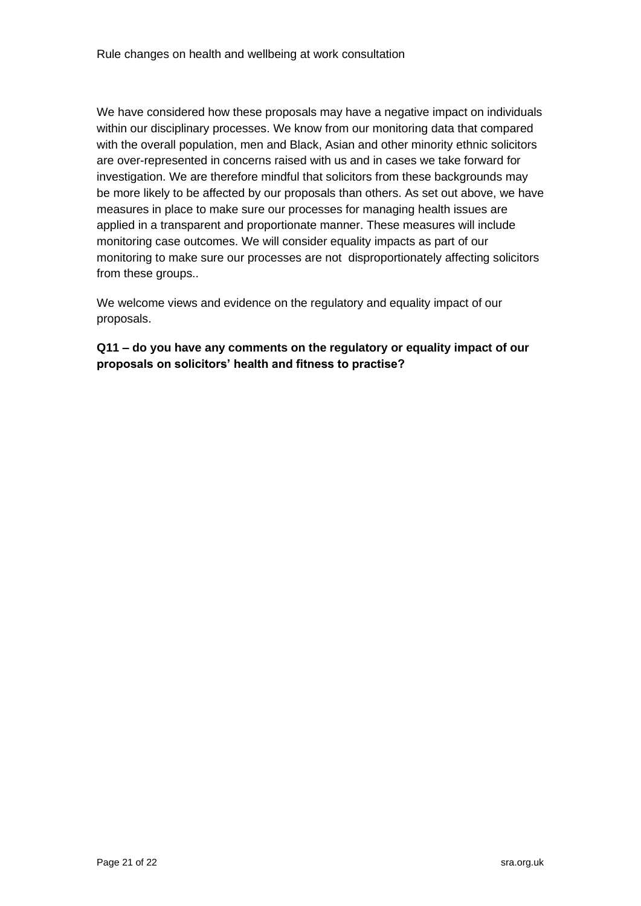We have considered how these proposals may have a negative impact on individuals within our disciplinary processes. We know from our monitoring data that compared with the overall population, men and Black, Asian and other minority ethnic solicitors are over-represented in concerns raised with us and in cases we take forward for investigation. We are therefore mindful that solicitors from these backgrounds may be more likely to be affected by our proposals than others. As set out above, we have measures in place to make sure our processes for managing health issues are applied in a transparent and proportionate manner. These measures will include monitoring case outcomes. We will consider equality impacts as part of our monitoring to make sure our processes are not  disproportionately affecting solicitors from these groups..

We welcome views and evidence on the regulatory and equality impact of our proposals.

**Q11 – do you have any comments on the regulatory or equality impact of our proposals on solicitors' health and fitness to practise?**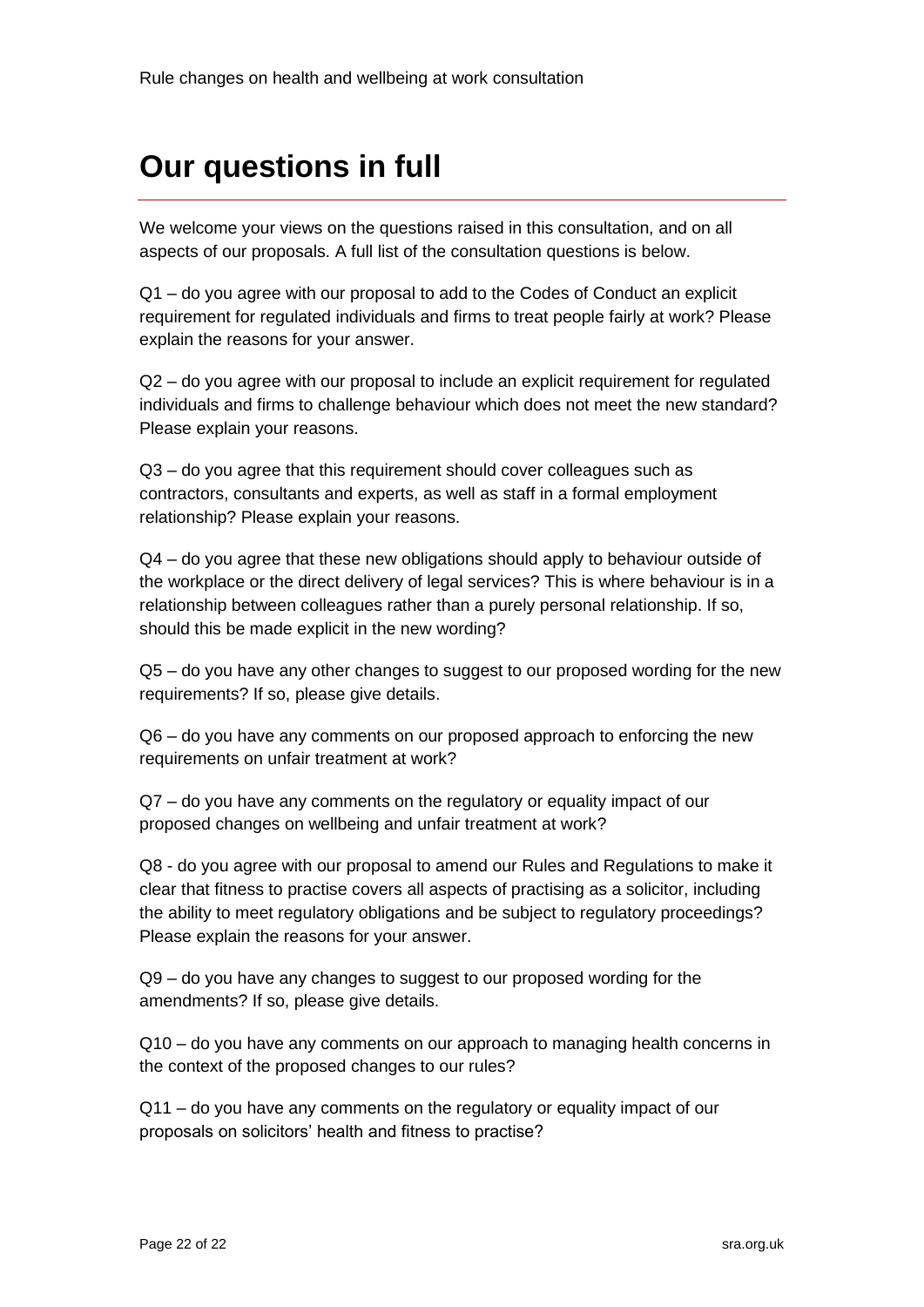# Our questions in full

We welcome your views on the questions raised in this consultation, and on all aspects of our proposals. A full list of the consultation questions is below.

Q1 – do you agree with our proposal to add to the Codes of Conduct an explicit requirement for regulated individuals and firms to treat people fairly at work? Please explain the reasons for your answer.

Q2 – do you agree with our proposal to include an explicit requirement for regulated individuals and firms to challenge behaviour which does not meet the new standard? Please explain your reasons.

Q3 – do you agree that this requirement should cover colleagues such as contractors, consultants and experts, as well as staff in a formal employment relationship? Please explain your reasons.

Q4 – do you agree that these new obligations should apply to behaviour outside of the workplace or the direct delivery of legal services? This is where behaviour is in a relationship between colleagues rather than a purely personal relationship. If so, should this be made explicit in the new wording?

Q5 – do you have any other changes to suggest to our proposed wording for the new requirements? If so, please give details.

Q6 – do you have any comments on our proposed approach to enforcing the new requirements on unfair treatment at work?

Q7 – do you have any comments on the regulatory or equality impact of our proposed changes on wellbeing and unfair treatment at work?

Q8 - do you agree with our proposal to amend our Rules and Regulations to make it clear that fitness to practise covers all aspects of practising as a solicitor, including the ability to meet regulatory obligations and be subject to regulatory proceedings? Please explain the reasons for your answer.

Q9 – do you have any changes to suggest to our proposed wording for the amendments? If so, please give details.

Q10 – do you have any comments on our approach to managing health concerns in the context of the proposed changes to our rules?

Q11 – do you have any comments on the regulatory or equality impact of our proposals on solicitors' health and fitness to practise?